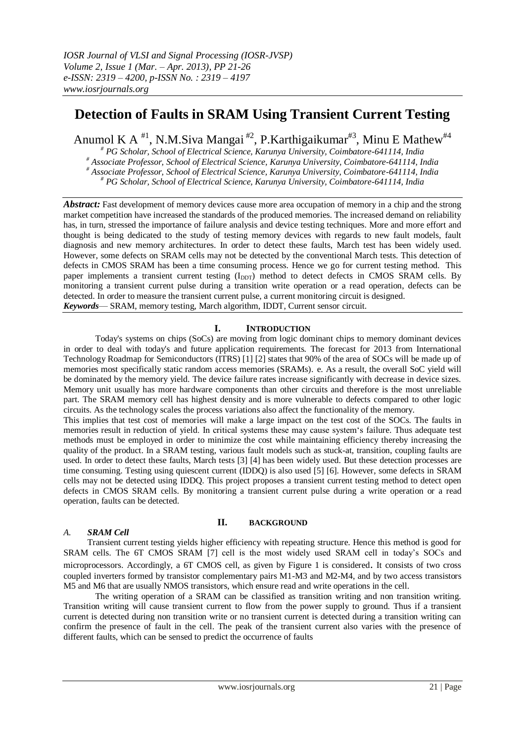# Detection of Faults in SRAM Using Transient Current Testing

Anumol K A [#1], N.M.Siva Mangai [#2], P.Karthigaikumar[#3], Minu E Mathew[#4]

[#] PG Scholar, School of Electrical Science, Karunya University, Coimbatore-641114, India
[#] Associate Professor, School of Electrical Science, Karunya University, Coimbatore-641114, India
[#] Associate Professor, School of Electrical Science, Karunya University, Coimbatore-641114, India
[#] PG Scholar, School of Electrical Science, Karunya University, Coimbatore-641114, India

***Abstract:*** Fast development of memory devices cause more area occupation of memory in a chip and the strong market competition have increased the standards of the produced memories. The increased demand on reliability has, in turn, stressed the importance of failure analysis and device testing techniques. More and more effort and thought is being dedicated to the study of testing memory devices with regards to new fault models, fault diagnosis and new memory architectures. In order to detect these faults, March test has been widely used. However, some defects on SRAM cells may not be detected by the conventional March tests. This detection of defects in CMOS SRAM has been a time consuming process. Hence we go for current testing method. This paper implements a transient current testing ($I_{DDT}$) method to detect defects in CMOS SRAM cells. By monitoring a transient current pulse during a transition write operation or a read operation, defects can be detected. In order to measure the transient current pulse, a current monitoring circuit is designed.

***Keywords***— SRAM, memory testing, March algorithm, IDDT, Current sensor circuit.

## I. INTRODUCTION

Today's systems on chips (SoCs) are moving from logic dominant chips to memory dominant devices in order to deal with today's and future application requirements. The forecast for 2013 from International Technology Roadmap for Semiconductors (ITRS) [1] [2] states that 90% of the area of SOCs will be made up of memories most specifically static random access memories (SRAMs). e. As a result, the overall SoC yield will be dominated by the memory yield. The device failure rates increase significantly with decrease in device sizes. Memory unit usually has more hardware components than other circuits and therefore is the most unreliable part. The SRAM memory cell has highest density and is more vulnerable to defects compared to other logic circuits. As the technology scales the process variations also affect the functionality of the memory.

This implies that test cost of memories will make a large impact on the test cost of the SOCs. The faults in memories result in reduction of yield. In critical systems these may cause system's failure. Thus adequate test methods must be employed in order to minimize the cost while maintaining efficiency thereby increasing the quality of the product. In a SRAM testing, various fault models such as stuck-at, transition, coupling faults are used. In order to detect these faults, March tests [3] [4] has been widely used. But these detection processes are time consuming. Testing using quiescent current (IDDQ) is also used [5] [6]. However, some defects in SRAM cells may not be detected using IDDQ. This project proposes a transient current testing method to detect open defects in CMOS SRAM cells. By monitoring a transient current pulse during a write operation or a read operation, faults can be detected.

## II. BACKGROUND

### *A. SRAM Cell*

Transient current testing yields higher efficiency with repeating structure. Hence this method is good for SRAM cells. The 6T CMOS SRAM [7] cell is the most widely used SRAM cell in today's SOCs and microprocessors. Accordingly, a 6T CMOS cell, as given by Figure 1 is considered. It consists of two cross coupled inverters formed by transistor complementary pairs M1-M3 and M2-M4, and by two access transistors M5 and M6 that are usually NMOS transistors, which ensure read and write operations in the cell.

The writing operation of a SRAM can be classified as transition writing and non transition writing. Transition writing will cause transient current to flow from the power supply to ground. Thus if a transient current is detected during non transition write or no transient current is detected during a transition writing can confirm the presence of fault in the cell. The peak of the transient current also varies with the presence of different faults, which can be sensed to predict the occurrence of faults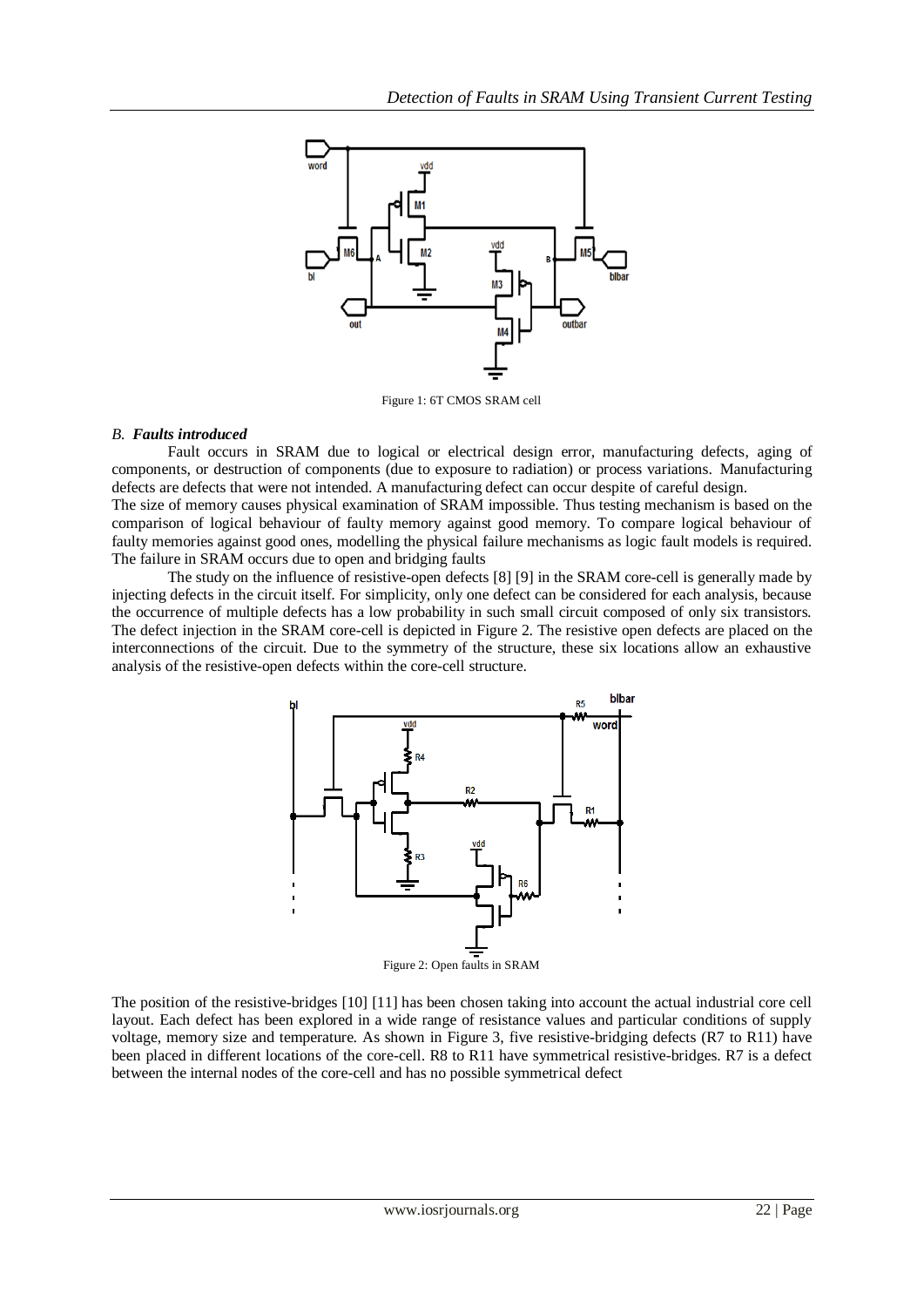Figure 1: 6T CMOS SRAM cell

### B. *Faults introduced*

Fault occurs in SRAM due to logical or electrical design error, manufacturing defects, aging of components, or destruction of components (due to exposure to radiation) or process variations. Manufacturing defects are defects that were not intended. A manufacturing defect can occur despite of careful design.
The size of memory causes physical examination of SRAM impossible. Thus testing mechanism is based on the comparison of logical behaviour of faulty memory against good memory. To compare logical behaviour of faulty memories against good ones, modelling the physical failure mechanisms as logic fault models is required. The failure in SRAM occurs due to open and bridging faults

The study on the influence of resistive-open defects [8] [9] in the SRAM core-cell is generally made by injecting defects in the circuit itself. For simplicity, only one defect can be considered for each analysis, because the occurrence of multiple defects has a low probability in such small circuit composed of only six transistors. The defect injection in the SRAM core-cell is depicted in Figure 2. The resistive open defects are placed on the interconnections of the circuit. Due to the symmetry of the structure, these six locations allow an exhaustive analysis of the resistive-open defects within the core-cell structure.

Figure 2: Open faults in SRAM

The position of the resistive-bridges [10] [11] has been chosen taking into account the actual industrial core cell layout. Each defect has been explored in a wide range of resistance values and particular conditions of supply voltage, memory size and temperature. As shown in Figure 3, five resistive-bridging defects (R7 to R11) have been placed in different locations of the core-cell. R8 to R11 have symmetrical resistive-bridges. R7 is a defect between the internal nodes of the core-cell and has no possible symmetrical defect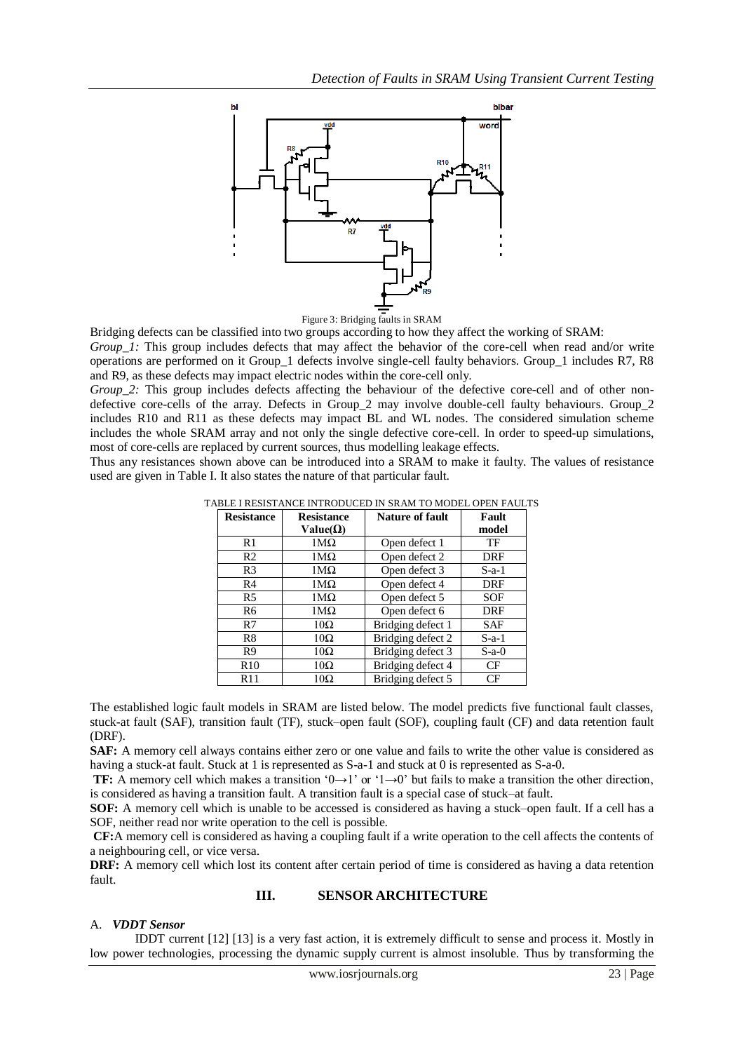Figure 3: Bridging faults in SRAM

Bridging defects can be classified into two groups according to how they affect the working of SRAM:

*Group_1:* This group includes defects that may affect the behavior of the core-cell when read and/or write operations are performed on it Group_1 defects involve single-cell faulty behaviors. Group_1 includes R7, R8 and R9, as these defects may impact electric nodes within the core-cell only.

*Group_2:* This group includes defects affecting the behaviour of the defective core-cell and of other non-defective core-cells of the array. Defects in Group_2 may involve double-cell faulty behaviours. Group_2 includes R10 and R11 as these defects may impact BL and WL nodes. The considered simulation scheme includes the whole SRAM array and not only the single defective core-cell. In order to speed-up simulations, most of core-cells are replaced by current sources, thus modelling leakage effects.

Thus any resistances shown above can be introduced into a SRAM to make it faulty. The values of resistance used are given in Table I. It also states the nature of that particular fault.

TABLE I RESISTANCE INTRODUCED IN SRAM TO MODEL OPEN FAULTS

| Resistance | Resistance Value(Ω) | Nature of fault | Fault model |
|---|---|---|---|
| R1 | 1MΩ | Open defect 1 | TF |
| R2 | 1MΩ | Open defect 2 | DRF |
| R3 | 1MΩ | Open defect 3 | S-a-1 |
| R4 | 1MΩ | Open defect 4 | DRF |
| R5 | 1MΩ | Open defect 5 | SOF |
| R6 | 1MΩ | Open defect 6 | DRF |
| R7 | 10Ω | Bridging defect 1 | SAF |
| R8 | 10Ω | Bridging defect 2 | S-a-1 |
| R9 | 10Ω | Bridging defect 3 | S-a-0 |
| R10 | 10Ω | Bridging defect 4 | CF |
| R11 | 10Ω | Bridging defect 5 | CF |

The established logic fault models in SRAM are listed below. The model predicts five functional fault classes, stuck-at fault (SAF), transition fault (TF), stuck–open fault (SOF), coupling fault (CF) and data retention fault (DRF).

**SAF:** A memory cell always contains either zero or one value and fails to write the other value is considered as having a stuck-at fault. Stuck at 1 is represented as S-a-1 and stuck at 0 is represented as S-a-0.

**TF:** A memory cell which makes a transition '0→1' or '1→0' but fails to make a transition the other direction, is considered as having a transition fault. A transition fault is a special case of stuck–at fault.

**SOF:** A memory cell which is unable to be accessed is considered as having a stuck–open fault. If a cell has a SOF, neither read nor write operation to the cell is possible.

**CF:** A memory cell is considered as having a coupling fault if a write operation to the cell affects the contents of a neighbouring cell, or vice versa.

**DRF:** A memory cell which lost its content after certain period of time is considered as having a data retention fault.

## III. SENSOR ARCHITECTURE

### A. *VDDT Sensor*

IDDT current [12] [13] is a very fast action, it is extremely difficult to sense and process it. Mostly in low power technologies, processing the dynamic supply current is almost insoluble. Thus by transforming the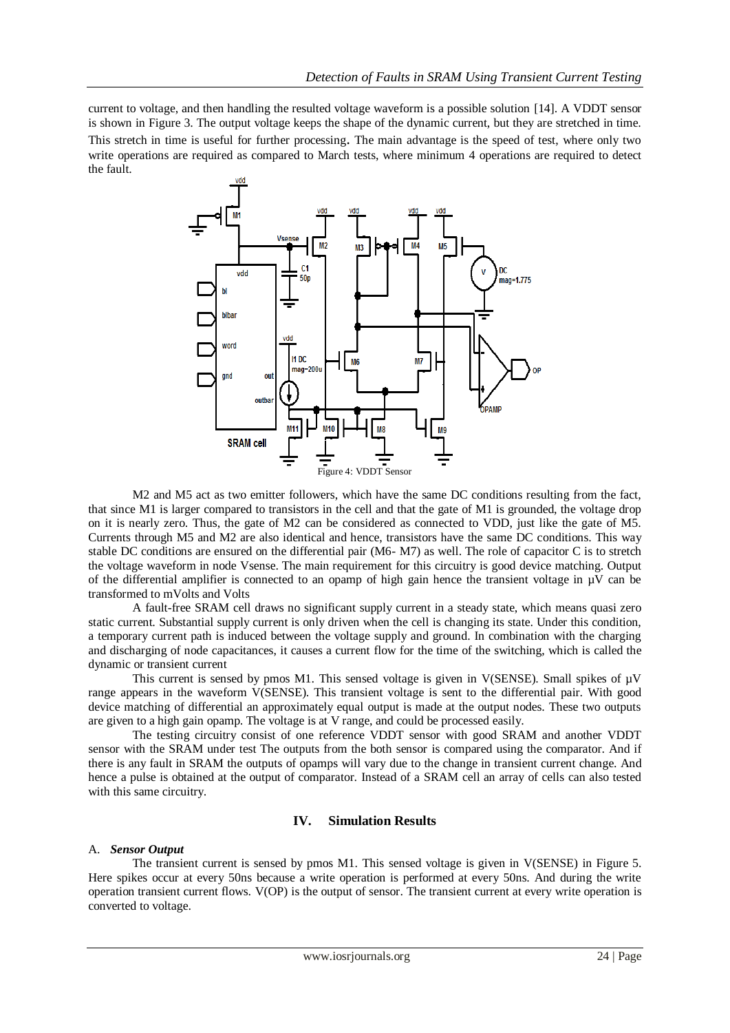current to voltage, and then handling the resulted voltage waveform is a possible solution [14]. A VDDT sensor is shown in Figure 3. The output voltage keeps the shape of the dynamic current, but they are stretched in time. This stretch in time is useful for further processing. The main advantage is the speed of test, where only two write operations are required as compared to March tests, where minimum 4 operations are required to detect the fault.

Figure 4: VDDT Sensor

M2 and M5 act as two emitter followers, which have the same DC conditions resulting from the fact, that since M1 is larger compared to transistors in the cell and that the gate of M1 is grounded, the voltage drop on it is nearly zero. Thus, the gate of M2 can be considered as connected to VDD, just like the gate of M5. Currents through M5 and M2 are also identical and hence, transistors have the same DC conditions. This way stable DC conditions are ensured on the differential pair (M6- M7) as well. The role of capacitor C is to stretch the voltage waveform in node Vsense. The main requirement for this circuitry is good device matching. Output of the differential amplifier is connected to an opamp of high gain hence the transient voltage in µV can be transformed to mVolts and Volts

A fault-free SRAM cell draws no significant supply current in a steady state, which means quasi zero static current. Substantial supply current is only driven when the cell is changing its state. Under this condition, a temporary current path is induced between the voltage supply and ground. In combination with the charging and discharging of node capacitances, it causes a current flow for the time of the switching, which is called the dynamic or transient current

This current is sensed by pmos M1. This sensed voltage is given in V(SENSE). Small spikes of µV range appears in the waveform V(SENSE). This transient voltage is sent to the differential pair. With good device matching of differential an approximately equal output is made at the output nodes. These two outputs are given to a high gain opamp. The voltage is at V range, and could be processed easily.

The testing circuitry consist of one reference VDDT sensor with good SRAM and another VDDT sensor with the SRAM under test The outputs from the both sensor is compared using the comparator. And if there is any fault in SRAM the outputs of opamps will vary due to the change in transient current change. And hence a pulse is obtained at the output of comparator. Instead of a SRAM cell an array of cells can also tested with this same circuitry.

## IV. Simulation Results

### A. *Sensor Output*

The transient current is sensed by pmos M1. This sensed voltage is given in V(SENSE) in Figure 5. Here spikes occur at every 50ns because a write operation is performed at every 50ns. And during the write operation transient current flows. V(OP) is the output of sensor. The transient current at every write operation is converted to voltage.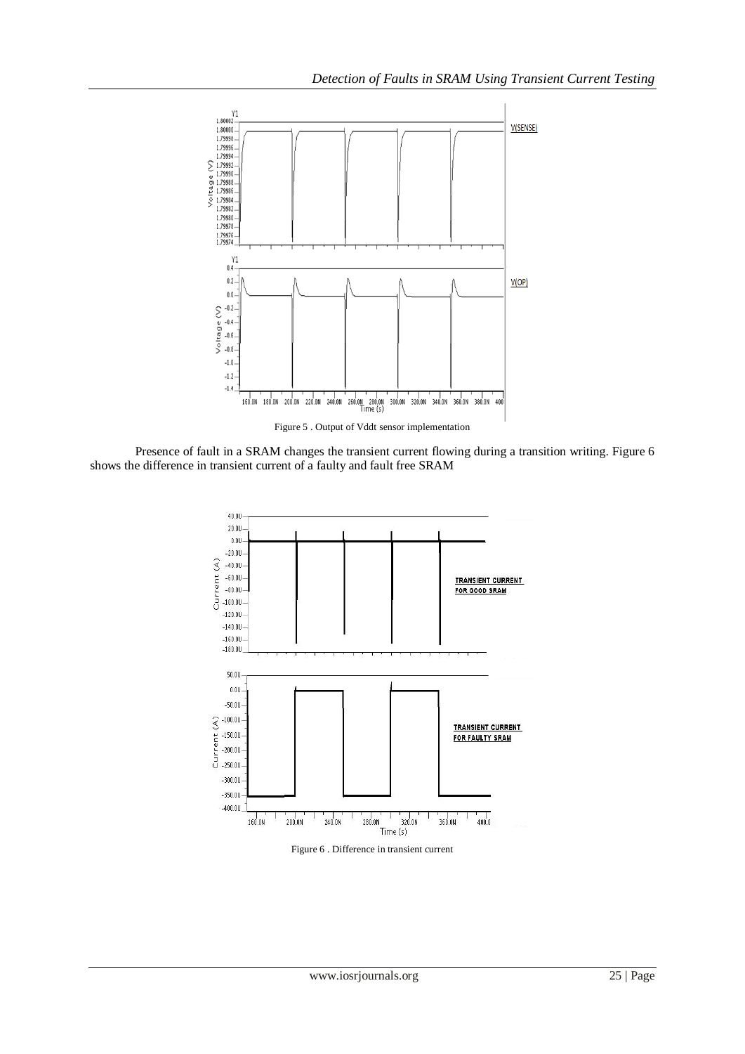Figure 5 . Output of Vddt sensor implementation

Presence of fault in a SRAM changes the transient current flowing during a transition writing. Figure 6 shows the difference in transient current of a faulty and fault free SRAM

Figure 6 . Difference in transient current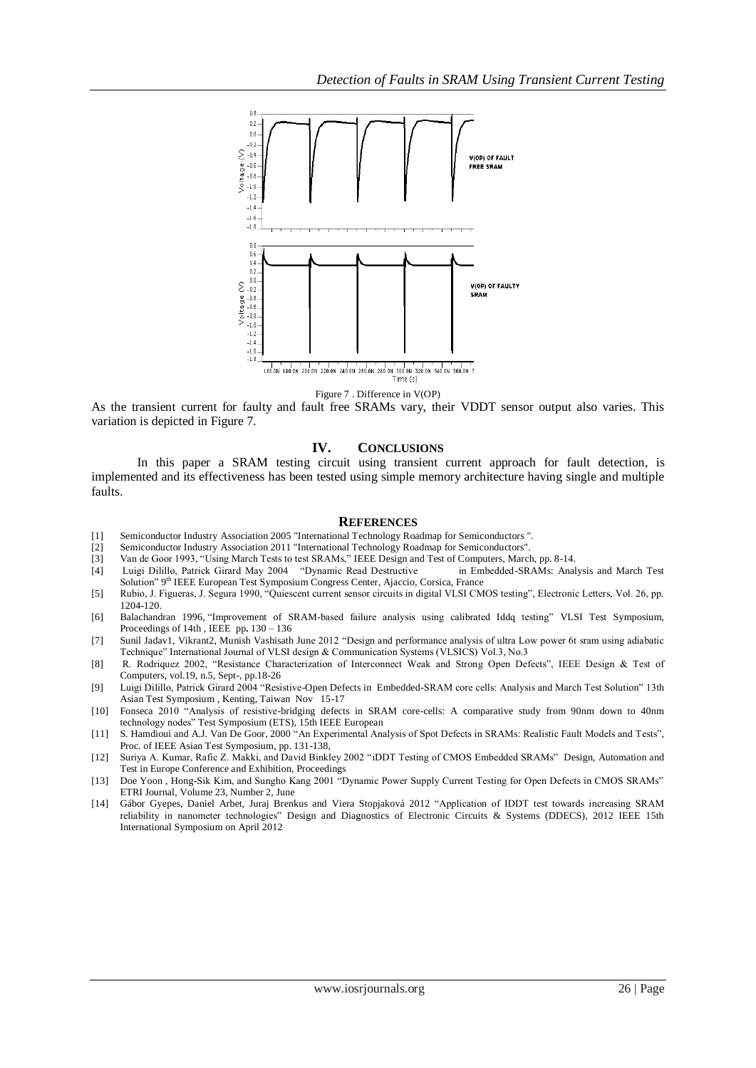0.4
0.2
0.0
-0.2
-0.4
-0.6
-0.8
-1.0
-1.2
-1.4
-1.6
-1.8
Voltage (V)
V(OP) OF FAULT FREE SRAM

0.8
0.6
0.4
0.2
0.0
-0.2
-0.4
-0.6
-0.8
-1.0
-1.2
-1.4
-1.6
-1.8
Voltage (V)
V(OP) OF FAULTY SRAM

160.0N 180.0N 200.0N 220.0N 240.0N 260.0N 280.0N 300.0N 320.0N 340.0N 360.0N
Time (s)

Figure 7 . Difference in V(OP)

As the transient current for faulty and fault free SRAMs vary, their VDDT sensor output also varies. This variation is depicted in Figure 7.

## IV. CONCLUSIONS

In this paper a SRAM testing circuit using transient current approach for fault detection, is implemented and its effectiveness has been tested using simple memory architecture having single and multiple faults.

## REFERENCES

[1] Semiconductor Industry Association 2005 "International Technology Roadmap for Semiconductors ".
[2] Semiconductor Industry Association 2011 "International Technology Roadmap for Semiconductors".
[3] Van de Goor 1993, "Using March Tests to test SRAMs," IEEE Design and Test of Computers, March, pp. 8-14.
[4] Luigi Dilillo, Patrick Girard May 2004 "Dynamic Read Destructive in Embedded-SRAMs: Analysis and March Test Solution" 9th IEEE European Test Symposium Congress Center, Ajaccio, Corsica, France
[5] Rubio, J. Figueras, J. Segura 1990, "Quiescent current sensor circuits in digital VLSI CMOS testing", Electronic Letters, Vol. 26, pp. 1204-120.
[6] Balachandran 1996, "Improvement of SRAM-based failure analysis using calibrated Iddq testing" VLSI Test Symposium, Proceedings of 14th , IEEE pp. 130 – 136
[7] Sunil Jadav1, Vikrant2, Munish Vashisath June 2012 "Design and performance analysis of ultra Low power 6t sram using adiabatic Technique" International Journal of VLSI design & Communication Systems (VLSICS) Vol.3, No.3
[8] R. Rodriquez 2002, "Resistance Characterization of Interconnect Weak and Strong Open Defects", IEEE Design & Test of Computers, vol.19, n.5, Sept-, pp.18-26
[9] Luigi Dilillo, Patrick Girard 2004 "Resistive-Open Defects in Embedded-SRAM core cells: Analysis and March Test Solution" 13th Asian Test Symposium , Kenting, Taiwan Nov 15-17
[10] Fonseca 2010 "Analysis of resistive-bridging defects in SRAM core-cells: A comparative study from 90nm down to 40nm technology nodes" Test Symposium (ETS), 15th IEEE European
[11] S. Hamdioui and A.J. Van De Goor, 2000 "An Experimental Analysis of Spot Defects in SRAMs: Realistic Fault Models and Tests", Proc. of IEEE Asian Test Symposium, pp. 131-138,
[12] Suriya A. Kumar, Rafic Z. Makki, and David Binkley 2002 "iDDT Testing of CMOS Embedded SRAMs" Design, Automation and Test in Europe Conference and Exhibition, Proceedings
[13] Doe Yoon , Hong-Sik Kim, and Sungho Kang 2001 "Dynamic Power Supply Current Testing for Open Defects in CMOS SRAMs" ETRI Journal, Volume 23, Number 2, June
[14] Gábor Gyepes, Daniel Arbet, Juraj Brenkus and Viera Stopjaková 2012 "Application of IDDT test towards increasing SRAM reliability in nanometer technologies" Design and Diagnostics of Electronic Circuits & Systems (DDECS), 2012 IEEE 15th International Symposium on April 2012